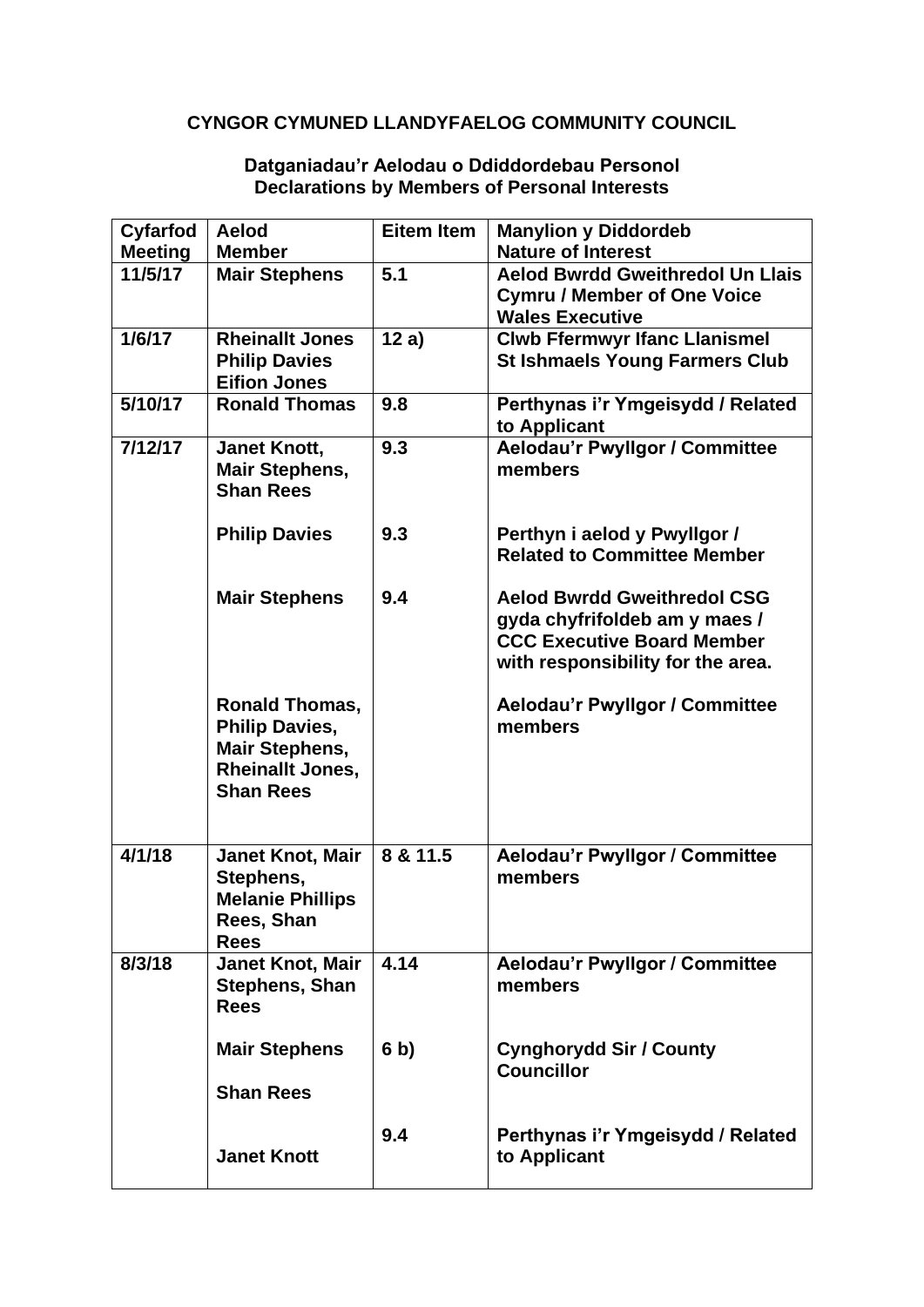**CYNGOR CYMUNED LLANDYFAELOG COMMUNITY COUNCIL**

**Datganiadau'r Aelodau o Ddiddordebau Personol**
**Declarations by Members of Personal Interests**

| Cyfarfod Meeting | Aelod Member | Eitem Item | Manylion y Diddordeb Nature of Interest |
|---|---|---|---|
| 11/5/17 | Mair Stephens | 5.1 | Aelod Bwrdd Gweithredol Un Llais Cymru / Member of One Voice Wales Executive |
| 1/6/17 | Rheinallt Jones Philip Davies Eifion Jones | 12 a) | Clwb Ffermwyr Ifanc Llanismel St Ishmaels Young Farmers Club |
| 5/10/17 | Ronald Thomas | 9.8 | Perthynas i'r Ymgeisydd / Related to Applicant |
| 7/12/17 | Janet Knott, Mair Stephens, Shan Rees | 9.3 | Aelodau'r Pwyllgor / Committee members |
| | Philip Davies | 9.3 | Perthyn i aelod y Pwyllgor / Related to Committee Member |
| | Mair Stephens | 9.4 | Aelod Bwrdd Gweithredol CSG gyda chyfrifoldeb am y maes / CCC Executive Board Member with responsibility for the area. |
| | Ronald Thomas, Philip Davies, Mair Stephens, Rheinallt Jones, Shan Rees | | Aelodau'r Pwyllgor / Committee members |
| 4/1/18 | Janet Knot, Mair Stephens, Melanie Phillips Rees, Shan Rees | 8 & 11.5 | Aelodau'r Pwyllgor / Committee members |
| 8/3/18 | Janet Knot, Mair Stephens, Shan Rees | 4.14 | Aelodau'r Pwyllgor / Committee members |
| | Mair Stephens Shan Rees | 6 b) | Cynghorydd Sir / County Councillor |
| | Janet Knott | 9.4 | Perthynas i'r Ymgeisydd / Related to Applicant |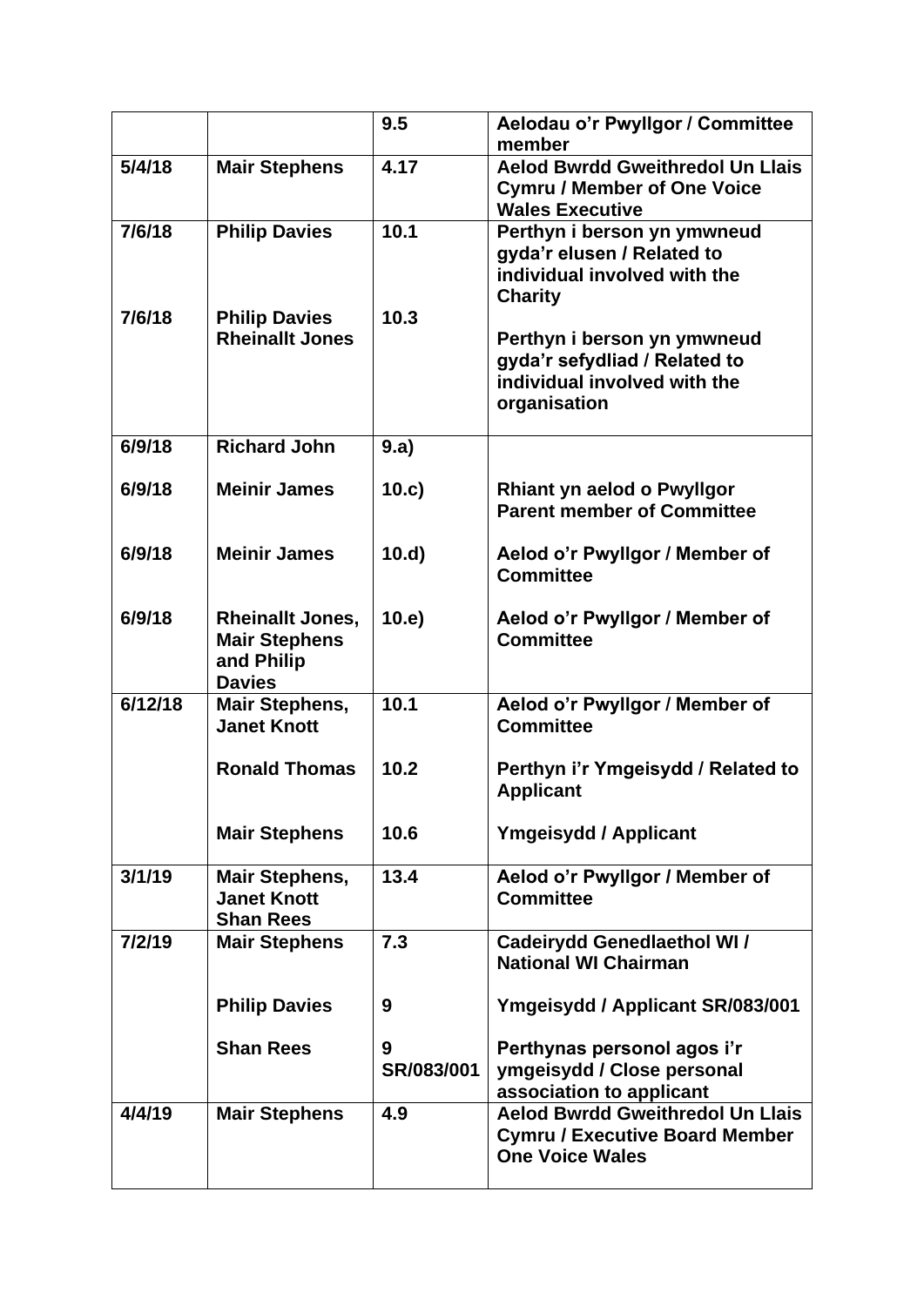| | | 9.5 | Aelodau o'r Pwyllgor / Committee member |
|---|---|---|---|
| 5/4/18 | Mair Stephens | 4.17 | Aelod Bwrdd Gweithredol Un Llais Cymru / Member of One Voice Wales Executive |
| 7/6/18<br><br>7/6/18 | Philip Davies<br><br>Philip Davies<br>Rheinallt Jones | 10.1<br><br>10.3 | Perthyn i berson yn ymwneud gyda'r elusen / Related to individual involved with the Charity<br><br>Perthyn i berson yn ymwneud gyda'r sefydliad / Related to individual involved with the organisation |
| 6/9/18<br><br>6/9/18<br><br>6/9/18<br><br>6/9/18 | Richard John<br><br>Meinir James<br><br>Meinir James<br><br>Rheinallt Jones, Mair Stephens and Philip Davies | 9.a)<br><br>10.c)<br><br>10.d)<br><br>10.e) | <br><br>Rhiant yn aelod o Pwyllgor Parent member of Committee<br><br>Aelod o'r Pwyllgor / Member of Committee<br><br>Aelod o'r Pwyllgor / Member of Committee |
| 6/12/18 | Mair Stephens, Janet Knott<br><br>Ronald Thomas<br><br>Mair Stephens | 10.1<br><br>10.2<br><br>10.6 | Aelod o'r Pwyllgor / Member of Committee<br><br>Perthyn i'r Ymgeisydd / Related to Applicant<br><br>Ymgeisydd / Applicant |
| 3/1/19 | Mair Stephens, Janet Knott Shan Rees | 13.4 | Aelod o'r Pwyllgor / Member of Committee |
| 7/2/19 | Mair Stephens<br><br>Philip Davies<br><br>Shan Rees | 7.3<br><br>9<br><br>9 SR/083/001 | Cadeirydd Genedlaethol WI / National WI Chairman<br><br>Ymgeisydd / Applicant SR/083/001<br><br>Perthynas personol agos i'r ymgeisydd / Close personal association to applicant |
| 4/4/19 | Mair Stephens | 4.9 | Aelod Bwrdd Gweithredol Un Llais Cymru / Executive Board Member One Voice Wales |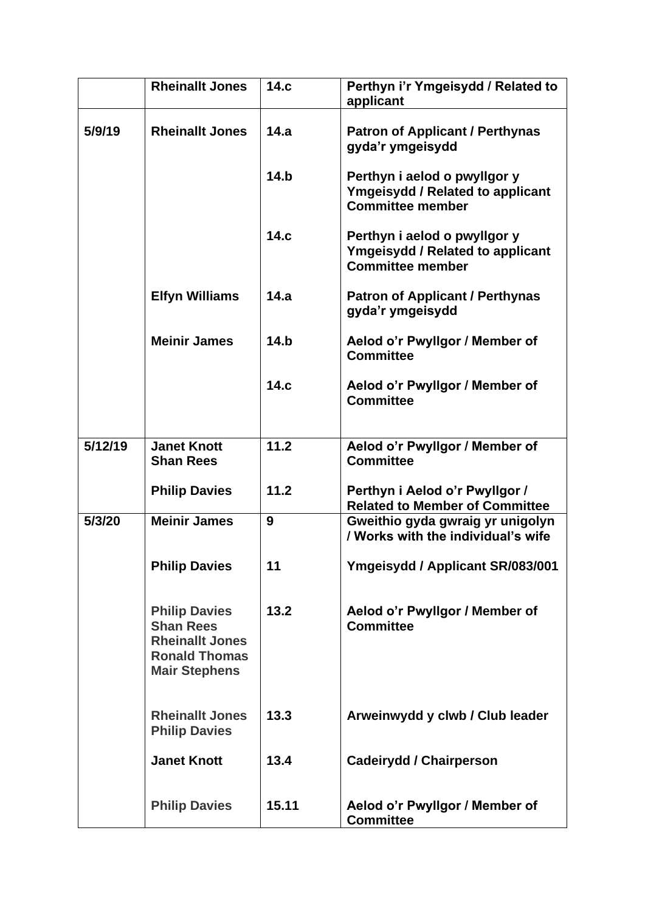| | | | |
|---|---|---|---|
| | **Rheinallt Jones** | **14.c** | **Perthyn i'r Ymgeisydd / Related to applicant** |
| **5/9/19** | **Rheinallt Jones** | **14.a** | **Patron of Applicant / Perthynas gyda'r ymgeisydd** |
| | | **14.b** | **Perthyn i aelod o pwyllgor y Ymgeisydd / Related to applicant Committee member** |
| | | **14.c** | **Perthyn i aelod o pwyllgor y Ymgeisydd / Related to applicant Committee member** |
| | **Elfyn Williams** | **14.a** | **Patron of Applicant / Perthynas gyda'r ymgeisydd** |
| | **Meinir James** | **14.b** | **Aelod o'r Pwyllgor / Member of Committee** |
| | | **14.c** | **Aelod o'r Pwyllgor / Member of Committee** |
| **5/12/19** | **Janet Knott**<br>**Shan Rees** | **11.2** | **Aelod o'r Pwyllgor / Member of Committee** |
| | **Philip Davies** | **11.2** | **Perthyn i Aelod o'r Pwyllgor / Related to Member of Committee** |
| **5/3/20** | **Meinir James** | **9** | **Gweithio gyda gwraig yr unigolyn / Works with the individual's wife** |
| | **Philip Davies** | **11** | **Ymgeisydd / Applicant SR/083/001** |
| | **Philip Davies**<br>**Shan Rees**<br>**Rheinallt Jones**<br>**Ronald Thomas**<br>**Mair Stephens** | **13.2** | **Aelod o'r Pwyllgor / Member of Committee** |
| | **Rheinallt Jones**<br>**Philip Davies** | **13.3** | **Arweinwydd y clwb / Club leader** |
| | **Janet Knott** | **13.4** | **Cadeirydd / Chairperson** |
| | **Philip Davies** | **15.11** | **Aelod o'r Pwyllgor / Member of Committee** |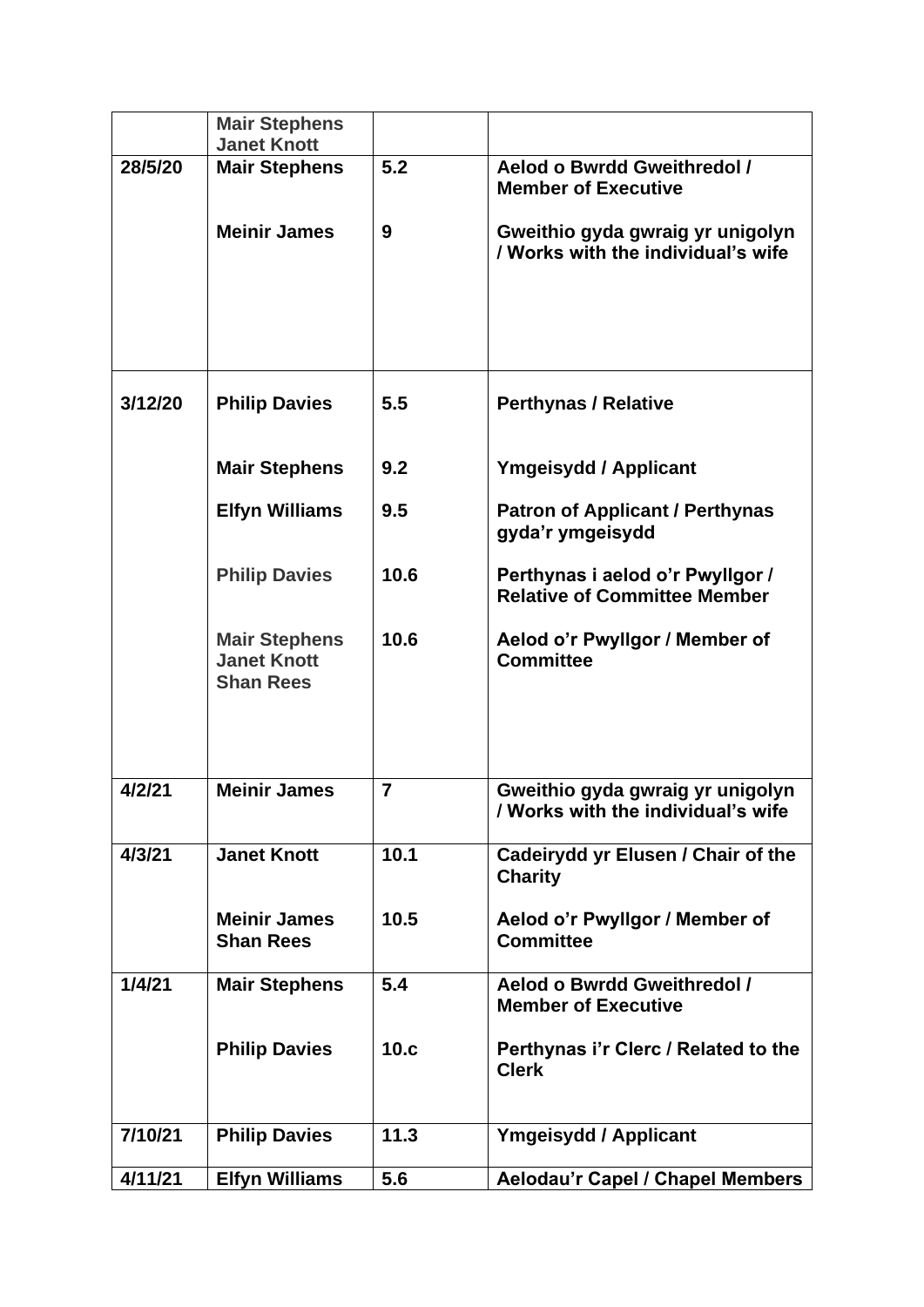| | | | |
|---|---|---|---|
| | **Mair Stephens**<br>**Janet Knott** | | |
| **28/5/20** | **Mair Stephens** | **5.2** | **Aelod o Bwrdd Gweithredol / Member of Executive** |
| | **Meinir James** | **9** | **Gweithio gyda gwraig yr unigolyn / Works with the individual's wife** |
| **3/12/20** | **Philip Davies** | **5.5** | **Perthynas / Relative** |
| | **Mair Stephens** | **9.2** | **Ymgeisydd / Applicant** |
| | **Elfyn Williams** | **9.5** | **Patron of Applicant / Perthynas gyda'r ymgeisydd** |
| | **Philip Davies** | **10.6** | **Perthynas i aelod o'r Pwyllgor / Relative of Committee Member** |
| | **Mair Stephens**<br>**Janet Knott**<br>**Shan Rees** | **10.6** | **Aelod o'r Pwyllgor / Member of Committee** |
| **4/2/21** | **Meinir James** | **7** | **Gweithio gyda gwraig yr unigolyn / Works with the individual's wife** |
| **4/3/21** | **Janet Knott** | **10.1** | **Cadeirydd yr Elusen / Chair of the Charity** |
| | **Meinir James**<br>**Shan Rees** | **10.5** | **Aelod o'r Pwyllgor / Member of Committee** |
| **1/4/21** | **Mair Stephens** | **5.4** | **Aelod o Bwrdd Gweithredol / Member of Executive** |
| | **Philip Davies** | **10.c** | **Perthynas i'r Clerc / Related to the Clerk** |
| **7/10/21** | **Philip Davies** | **11.3** | **Ymgeisydd / Applicant** |
| **4/11/21** | **Elfyn Williams** | **5.6** | **Aelodau'r Capel / Chapel Members** |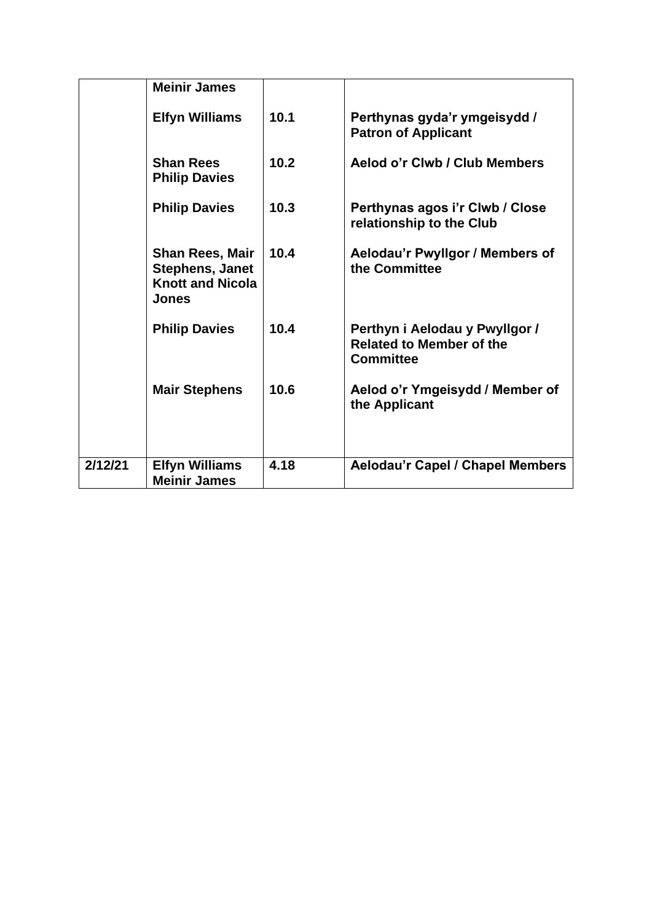| | | | |
|---|---|---|---|
| | **Meinir James** | | |
| | **Elfyn Williams** | **10.1** | **Perthynas gyda'r ymgeisydd / Patron of Applicant** |
| | **Shan Rees<br>Philip Davies** | **10.2** | **Aelod o'r Clwb / Club Members** |
| | **Philip Davies** | **10.3** | **Perthynas agos i'r Clwb / Close relationship to the Club** |
| | **Shan Rees, Mair Stephens, Janet Knott and Nicola Jones** | **10.4** | **Aelodau'r Pwyllgor / Members of the Committee** |
| | **Philip Davies** | **10.4** | **Perthyn i Aelodau y Pwyllgor / Related to Member of the Committee** |
| | **Mair Stephens** | **10.6** | **Aelod o'r Ymgeisydd / Member of the Applicant** |
| **2/12/21** | **Elfyn Williams<br>Meinir James** | **4.18** | **Aelodau'r Capel / Chapel Members** |